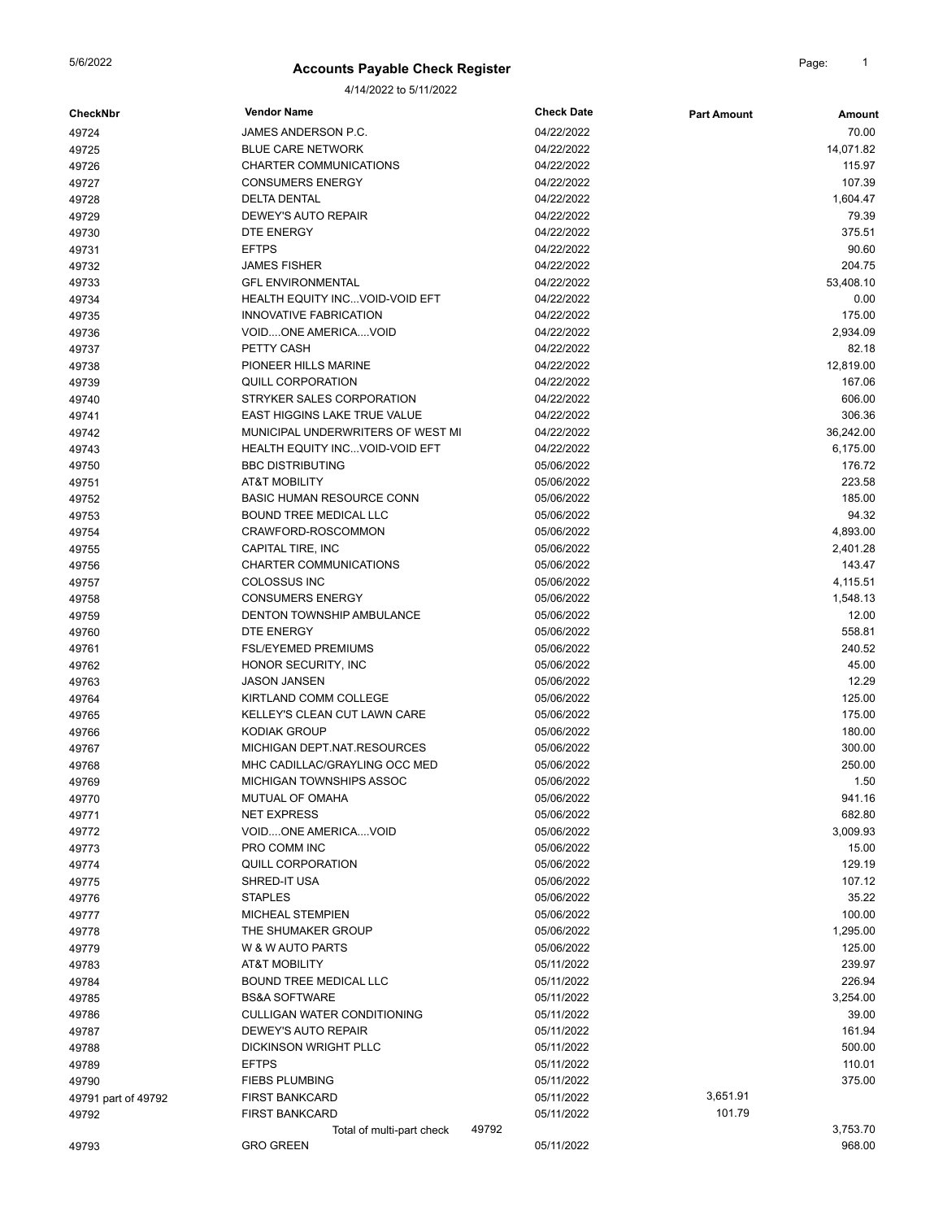5/6/2022

# Accounts Payable Check Register

4/14/2022 to 5/11/2022

| CheckNbr | Vendor Name | Check Date | Part Amount | Amount |
|---|---|---|---|---|
| 49724 | JAMES ANDERSON P.C. | 04/22/2022 | | 70.00 |
| 49725 | BLUE CARE NETWORK | 04/22/2022 | | 14,071.82 |
| 49726 | CHARTER COMMUNICATIONS | 04/22/2022 | | 115.97 |
| 49727 | CONSUMERS ENERGY | 04/22/2022 | | 107.39 |
| 49728 | DELTA DENTAL | 04/22/2022 | | 1,604.47 |
| 49729 | DEWEY'S AUTO REPAIR | 04/22/2022 | | 79.39 |
| 49730 | DTE ENERGY | 04/22/2022 | | 375.51 |
| 49731 | EFTPS | 04/22/2022 | | 90.60 |
| 49732 | JAMES FISHER | 04/22/2022 | | 204.75 |
| 49733 | GFL ENVIRONMENTAL | 04/22/2022 | | 53,408.10 |
| 49734 | HEALTH EQUITY INC...VOID-VOID EFT | 04/22/2022 | | 0.00 |
| 49735 | INNOVATIVE FABRICATION | 04/22/2022 | | 175.00 |
| 49736 | VOID....ONE AMERICA....VOID | 04/22/2022 | | 2,934.09 |
| 49737 | PETTY CASH | 04/22/2022 | | 82.18 |
| 49738 | PIONEER HILLS MARINE | 04/22/2022 | | 12,819.00 |
| 49739 | QUILL CORPORATION | 04/22/2022 | | 167.06 |
| 49740 | STRYKER SALES CORPORATION | 04/22/2022 | | 606.00 |
| 49741 | EAST HIGGINS LAKE TRUE VALUE | 04/22/2022 | | 306.36 |
| 49742 | MUNICIPAL UNDERWRITERS OF WEST MI | 04/22/2022 | | 36,242.00 |
| 49743 | HEALTH EQUITY INC...VOID-VOID EFT | 04/22/2022 | | 6,175.00 |
| 49750 | BBC DISTRIBUTING | 05/06/2022 | | 176.72 |
| 49751 | AT&T MOBILITY | 05/06/2022 | | 223.58 |
| 49752 | BASIC HUMAN RESOURCE CONN | 05/06/2022 | | 185.00 |
| 49753 | BOUND TREE MEDICAL LLC | 05/06/2022 | | 94.32 |
| 49754 | CRAWFORD-ROSCOMMON | 05/06/2022 | | 4,893.00 |
| 49755 | CAPITAL TIRE, INC | 05/06/2022 | | 2,401.28 |
| 49756 | CHARTER COMMUNICATIONS | 05/06/2022 | | 143.47 |
| 49757 | COLOSSUS INC | 05/06/2022 | | 4,115.51 |
| 49758 | CONSUMERS ENERGY | 05/06/2022 | | 1,548.13 |
| 49759 | DENTON TOWNSHIP AMBULANCE | 05/06/2022 | | 12.00 |
| 49760 | DTE ENERGY | 05/06/2022 | | 558.81 |
| 49761 | FSL/EYEMED PREMIUMS | 05/06/2022 | | 240.52 |
| 49762 | HONOR SECURITY, INC | 05/06/2022 | | 45.00 |
| 49763 | JASON JANSEN | 05/06/2022 | | 12.29 |
| 49764 | KIRTLAND COMM COLLEGE | 05/06/2022 | | 125.00 |
| 49765 | KELLEY'S CLEAN CUT LAWN CARE | 05/06/2022 | | 175.00 |
| 49766 | KODIAK GROUP | 05/06/2022 | | 180.00 |
| 49767 | MICHIGAN DEPT.NAT.RESOURCES | 05/06/2022 | | 300.00 |
| 49768 | MHC CADILLAC/GRAYLING OCC MED | 05/06/2022 | | 250.00 |
| 49769 | MICHIGAN TOWNSHIPS ASSOC | 05/06/2022 | | 1.50 |
| 49770 | MUTUAL OF OMAHA | 05/06/2022 | | 941.16 |
| 49771 | NET EXPRESS | 05/06/2022 | | 682.80 |
| 49772 | VOID....ONE AMERICA....VOID | 05/06/2022 | | 3,009.93 |
| 49773 | PRO COMM INC | 05/06/2022 | | 15.00 |
| 49774 | QUILL CORPORATION | 05/06/2022 | | 129.19 |
| 49775 | SHRED-IT USA | 05/06/2022 | | 107.12 |
| 49776 | STAPLES | 05/06/2022 | | 35.22 |
| 49777 | MICHEAL STEMPIEN | 05/06/2022 | | 100.00 |
| 49778 | THE SHUMAKER GROUP | 05/06/2022 | | 1,295.00 |
| 49779 | W & W AUTO PARTS | 05/06/2022 | | 125.00 |
| 49783 | AT&T MOBILITY | 05/11/2022 | | 239.97 |
| 49784 | BOUND TREE MEDICAL LLC | 05/11/2022 | | 226.94 |
| 49785 | BS&A SOFTWARE | 05/11/2022 | | 3,254.00 |
| 49786 | CULLIGAN WATER CONDITIONING | 05/11/2022 | | 39.00 |
| 49787 | DEWEY'S AUTO REPAIR | 05/11/2022 | | 161.94 |
| 49788 | DICKINSON WRIGHT PLLC | 05/11/2022 | | 500.00 |
| 49789 | EFTPS | 05/11/2022 | | 110.01 |
| 49790 | FIEBS PLUMBING | 05/11/2022 | | 375.00 |
| 49791 part of 49792 | FIRST BANKCARD | 05/11/2022 | 3,651.91 | |
| 49792 | FIRST BANKCARD | 05/11/2022 | 101.79 | |
| | Total of multi-part check | 49792 | | 3,753.70 |
| 49793 | GRO GREEN | 05/11/2022 | | 968.00 |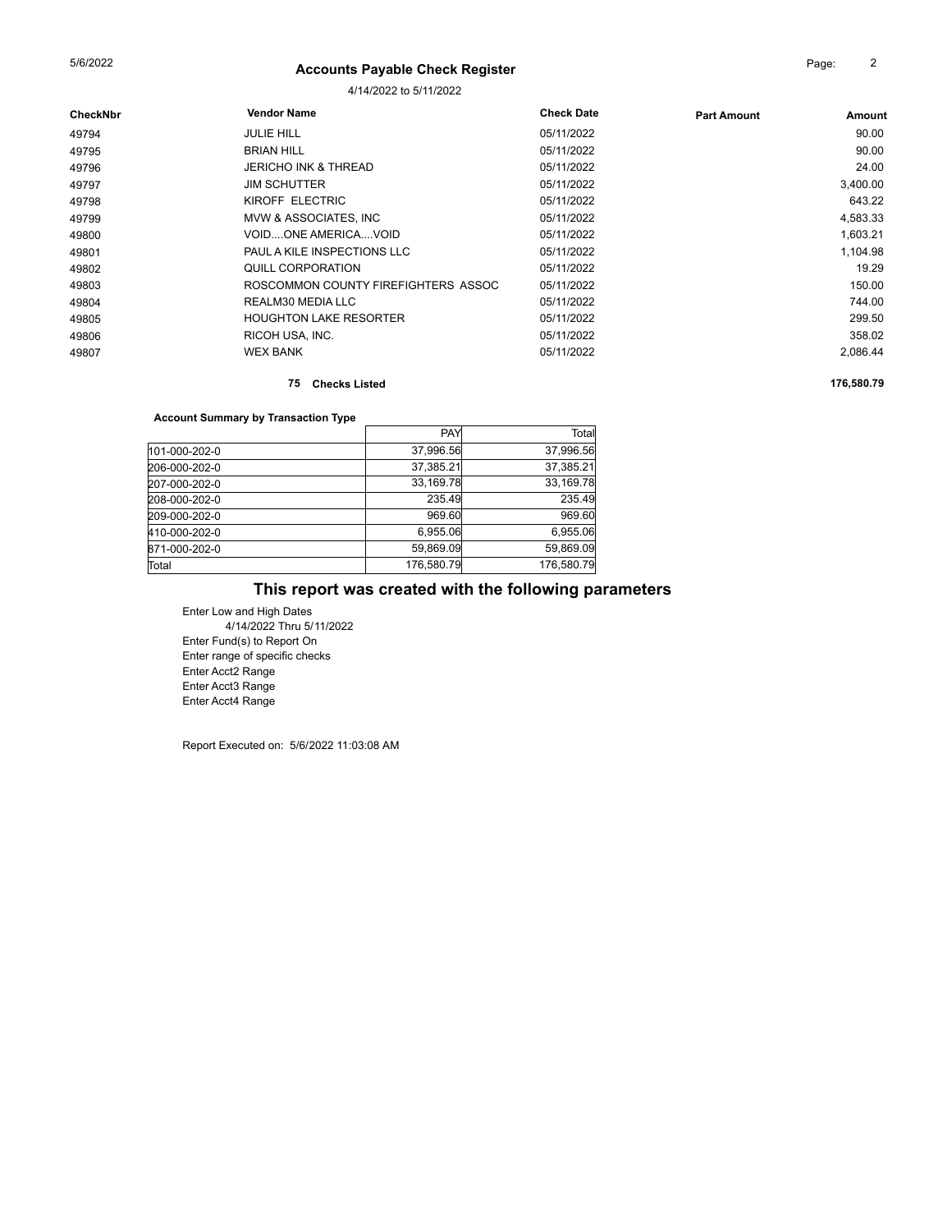# Accounts Payable Check Register

4/14/2022 to 5/11/2022

| CheckNbr | Vendor Name | Check Date | Part Amount | Amount |
|---|---|---|---|---|
| 49794 | JULIE HILL | 05/11/2022 | | 90.00 |
| 49795 | BRIAN HILL | 05/11/2022 | | 90.00 |
| 49796 | JERICHO INK & THREAD | 05/11/2022 | | 24.00 |
| 49797 | JIM SCHUTTER | 05/11/2022 | | 3,400.00 |
| 49798 | KIROFF ELECTRIC | 05/11/2022 | | 643.22 |
| 49799 | MVW & ASSOCIATES, INC | 05/11/2022 | | 4,583.33 |
| 49800 | VOID....ONE AMERICA....VOID | 05/11/2022 | | 1,603.21 |
| 49801 | PAUL A KILE INSPECTIONS LLC | 05/11/2022 | | 1,104.98 |
| 49802 | QUILL CORPORATION | 05/11/2022 | | 19.29 |
| 49803 | ROSCOMMON COUNTY FIREFIGHTERS ASSOC | 05/11/2022 | | 150.00 |
| 49804 | REALM30 MEDIA LLC | 05/11/2022 | | 744.00 |
| 49805 | HOUGHTON LAKE RESORTER | 05/11/2022 | | 299.50 |
| 49806 | RICOH USA, INC. | 05/11/2022 | | 358.02 |
| 49807 | WEX BANK | 05/11/2022 | | 2,086.44 |

**75 Checks Listed** **176,580.79**

**Account Summary by Transaction Type**

| | PAY | Total |
|---|---|---|
| 101-000-202-0 | 37,996.56 | 37,996.56 |
| 206-000-202-0 | 37,385.21 | 37,385.21 |
| 207-000-202-0 | 33,169.78 | 33,169.78 |
| 208-000-202-0 | 235.49 | 235.49 |
| 209-000-202-0 | 969.60 | 969.60 |
| 410-000-202-0 | 6,955.06 | 6,955.06 |
| 871-000-202-0 | 59,869.09 | 59,869.09 |
| Total | 176,580.79 | 176,580.79 |

## This report was created with the following parameters

Enter Low and High Dates
4/14/2022 Thru 5/11/2022
Enter Fund(s) to Report On
Enter range of specific checks
Enter Acct2 Range
Enter Acct3 Range
Enter Acct4 Range

Report Executed on: 5/6/2022 11:03:08 AM